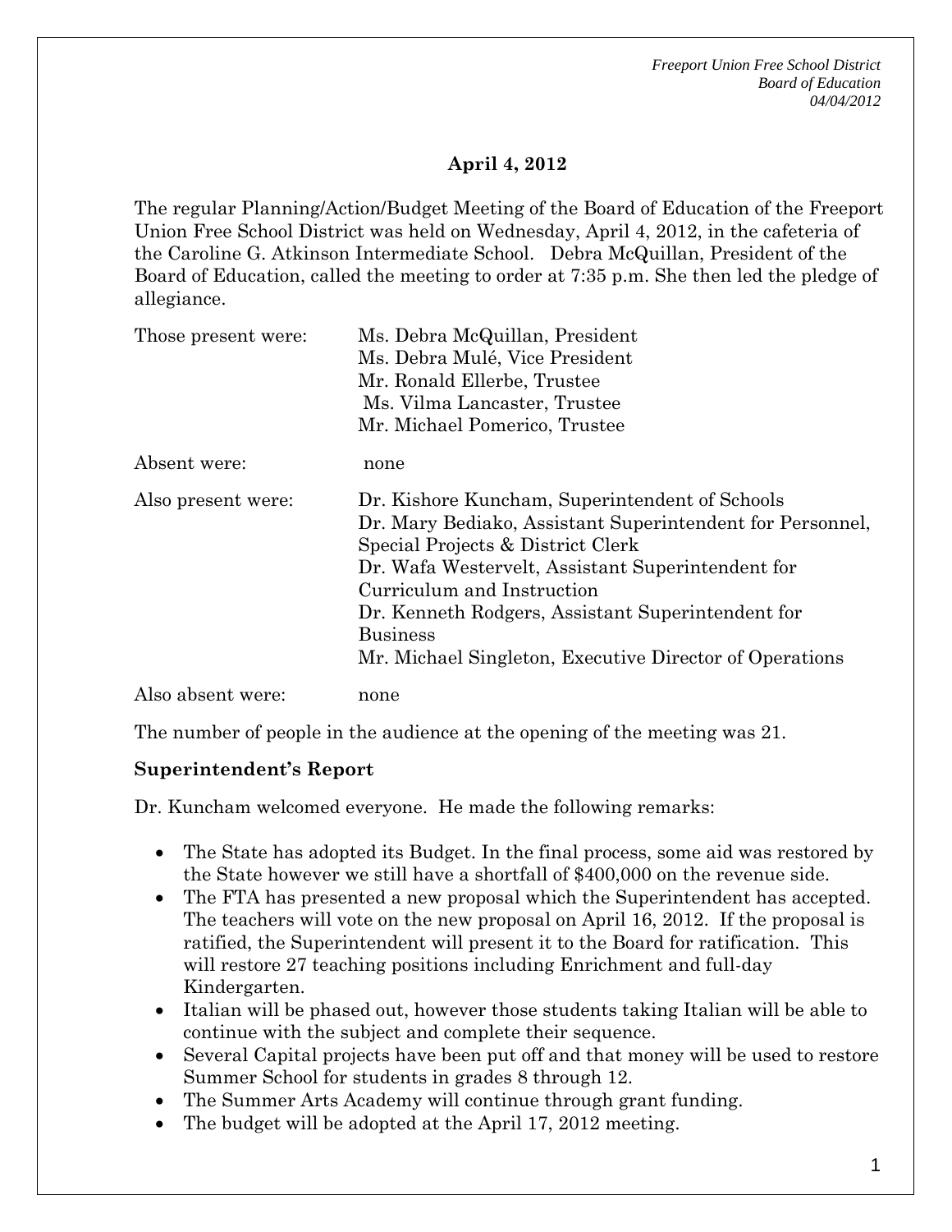## April 4, 2012

The regular Planning/Action/Budget Meeting of the Board of Education of the Freeport Union Free School District was held on Wednesday, April 4, 2012, in the cafeteria of the Caroline G. Atkinson Intermediate School. Debra McQuillan, President of the Board of Education, called the meeting to order at 7:35 p.m. She then led the pledge of allegiance.

| | |
|---|---|
| Those present were: | Ms. Debra McQuillan, President<br>Ms. Debra Mulé, Vice President<br>Mr. Ronald Ellerbe, Trustee<br>Ms. Vilma Lancaster, Trustee<br>Mr. Michael Pomerico, Trustee |
| Absent were: | none |
| Also present were: | Dr. Kishore Kuncham, Superintendent of Schools<br>Dr. Mary Bediako, Assistant Superintendent for Personnel, Special Projects & District Clerk<br>Dr. Wafa Westervelt, Assistant Superintendent for Curriculum and Instruction<br>Dr. Kenneth Rodgers, Assistant Superintendent for Business<br>Mr. Michael Singleton, Executive Director of Operations |
| Also absent were: | none |

The number of people in the audience at the opening of the meeting was 21.

**Superintendent's Report**

Dr. Kuncham welcomed everyone. He made the following remarks:

- The State has adopted its Budget. In the final process, some aid was restored by the State however we still have a shortfall of $400,000 on the revenue side.
- The FTA has presented a new proposal which the Superintendent has accepted. The teachers will vote on the new proposal on April 16, 2012. If the proposal is ratified, the Superintendent will present it to the Board for ratification. This will restore 27 teaching positions including Enrichment and full-day Kindergarten.
- Italian will be phased out, however those students taking Italian will be able to continue with the subject and complete their sequence.
- Several Capital projects have been put off and that money will be used to restore Summer School for students in grades 8 through 12.
- The Summer Arts Academy will continue through grant funding.
- The budget will be adopted at the April 17, 2012 meeting.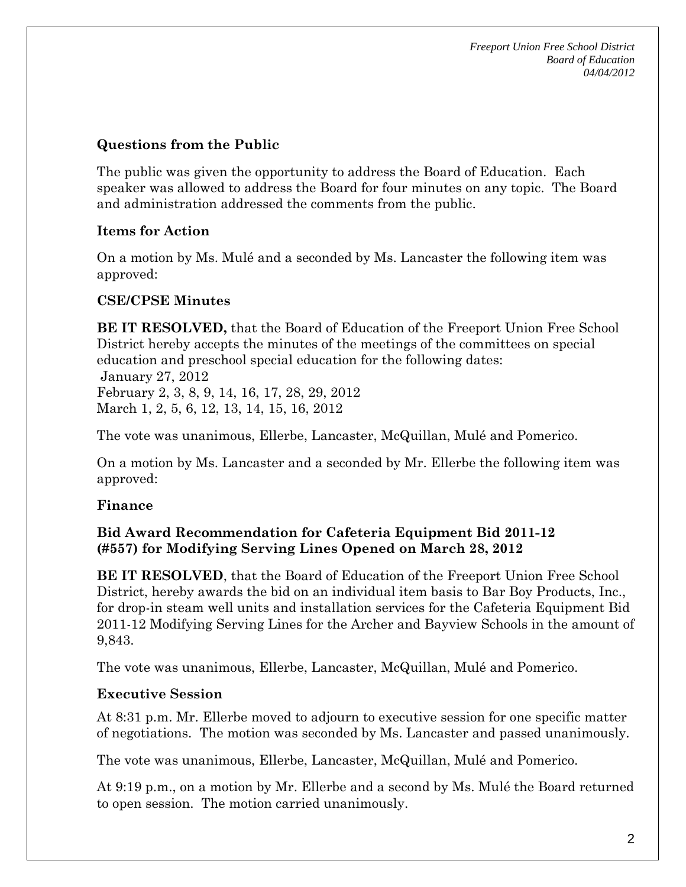### Questions from the Public

The public was given the opportunity to address the Board of Education. Each speaker was allowed to address the Board for four minutes on any topic. The Board and administration addressed the comments from the public.

### Items for Action

On a motion by Ms. Mulé and a seconded by Ms. Lancaster the following item was approved:

### CSE/CPSE Minutes

**BE IT RESOLVED,** that the Board of Education of the Freeport Union Free School District hereby accepts the minutes of the meetings of the committees on special education and preschool special education for the following dates:
January 27, 2012
February 2, 3, 8, 9, 14, 16, 17, 28, 29, 2012
March 1, 2, 5, 6, 12, 13, 14, 15, 16, 2012

The vote was unanimous, Ellerbe, Lancaster, McQuillan, Mulé and Pomerico.

On a motion by Ms. Lancaster and a seconded by Mr. Ellerbe the following item was approved:

### Finance

#### Bid Award Recommendation for Cafeteria Equipment Bid 2011-12 (#557) for Modifying Serving Lines Opened on March 28, 2012

**BE IT RESOLVED**, that the Board of Education of the Freeport Union Free School District, hereby awards the bid on an individual item basis to Bar Boy Products, Inc., for drop-in steam well units and installation services for the Cafeteria Equipment Bid 2011-12 Modifying Serving Lines for the Archer and Bayview Schools in the amount of 9,843.

The vote was unanimous, Ellerbe, Lancaster, McQuillan, Mulé and Pomerico.

### Executive Session

At 8:31 p.m. Mr. Ellerbe moved to adjourn to executive session for one specific matter of negotiations. The motion was seconded by Ms. Lancaster and passed unanimously.

The vote was unanimous, Ellerbe, Lancaster, McQuillan, Mulé and Pomerico.

At 9:19 p.m., on a motion by Mr. Ellerbe and a second by Ms. Mulé the Board returned to open session. The motion carried unanimously.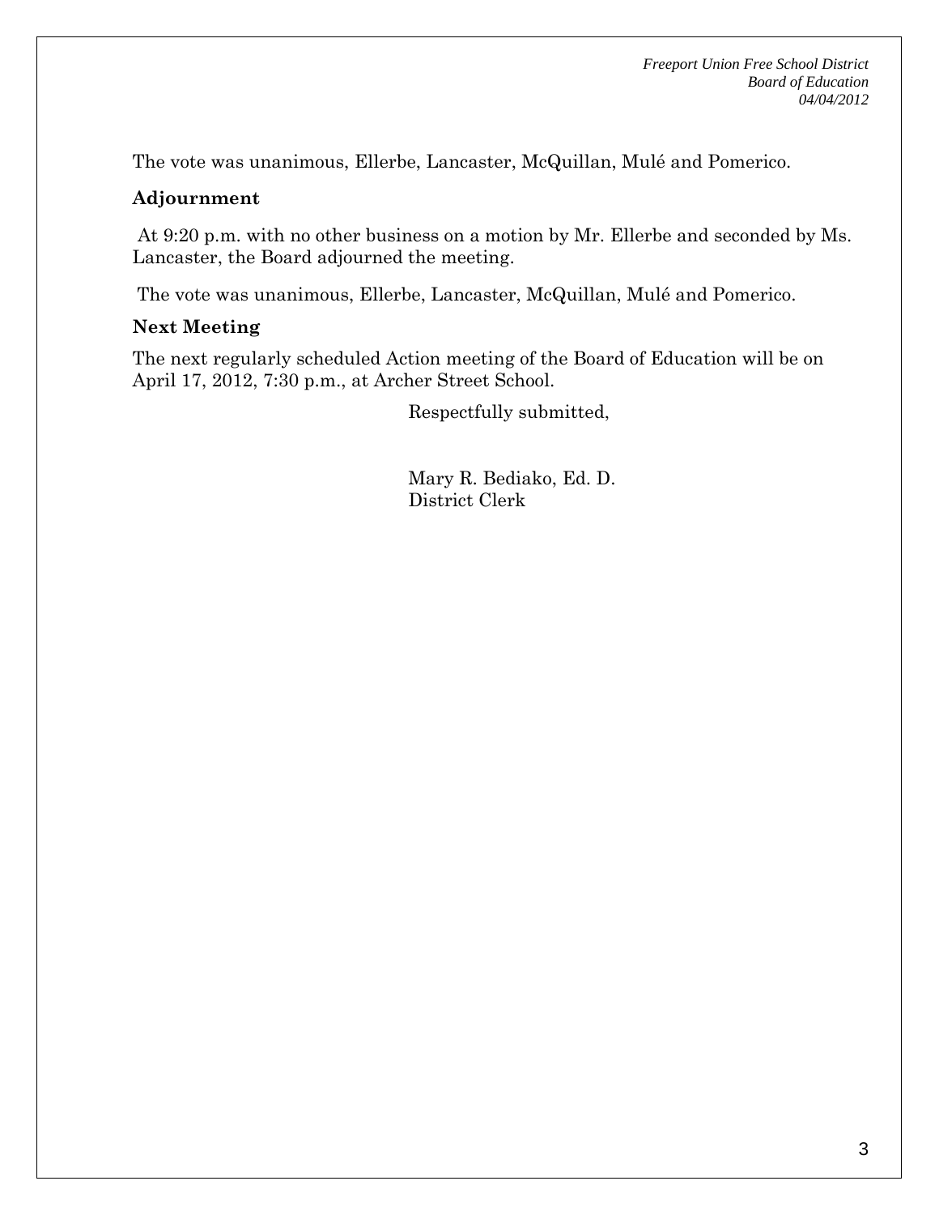The vote was unanimous, Ellerbe, Lancaster, McQuillan, Mulé and Pomerico.

**Adjournment**

At 9:20 p.m. with no other business on a motion by Mr. Ellerbe and seconded by Ms. Lancaster, the Board adjourned the meeting.

The vote was unanimous, Ellerbe, Lancaster, McQuillan, Mulé and Pomerico.

**Next Meeting**

The next regularly scheduled Action meeting of the Board of Education will be on April 17, 2012, 7:30 p.m., at Archer Street School.

Respectfully submitted,

Mary R. Bediako, Ed. D.
District Clerk